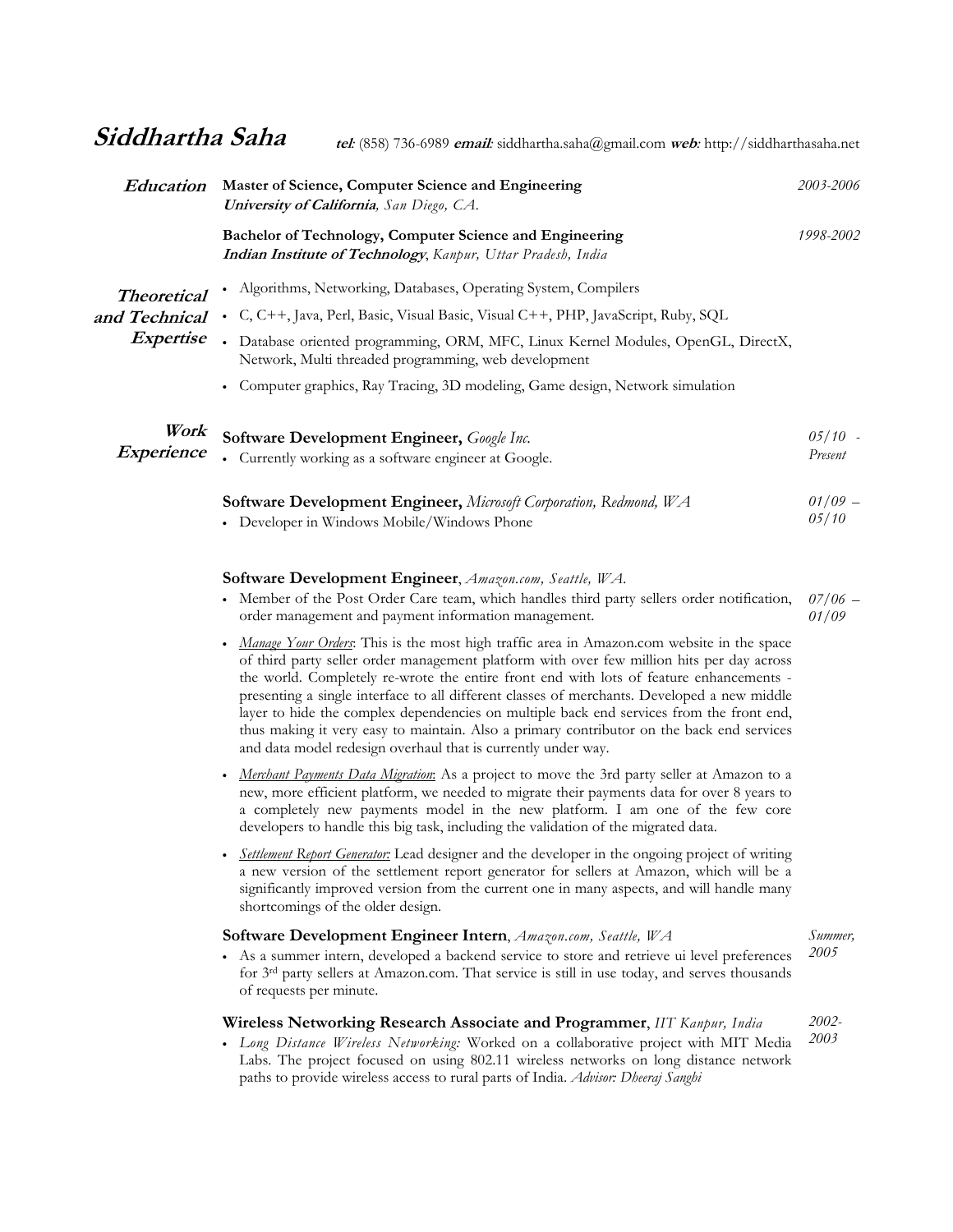# Siddhartha Saha

***tel:*** (858) 736-6989 ***email:*** siddhartha.saha@gmail.com ***web:*** http://siddharthasaha.net

## Education

**Master of Science, Computer Science and Engineering** *2003-2006*
***University of California**, San Diego, CA.*

**Bachelor of Technology, Computer Science and Engineering** *1998-2002*
***Indian Institute of Technology**, Kanpur, Uttar Pradesh, India*

## Theoretical and Technical Expertise

- Algorithms, Networking, Databases, Operating System, Compilers
- C, C++, Java, Perl, Basic, Visual Basic, Visual C++, PHP, JavaScript, Ruby, SQL
- Database oriented programming, ORM, MFC, Linux Kernel Modules, OpenGL, DirectX, Network, Multi threaded programming, web development
- Computer graphics, Ray Tracing, 3D modeling, Game design, Network simulation

## Work Experience

**Software Development Engineer,** *Google Inc.* *05/10 - Present*

- Currently working as a software engineer at Google.

**Software Development Engineer,** *Microsoft Corporation, Redmond, WA* *01/09 – 05/10*

- Developer in Windows Mobile/Windows Phone

**Software Development Engineer**, *Amazon.com, Seattle, WA.* *07/06 – 01/09*

- Member of the Post Order Care team, which handles third party sellers order notification, order management and payment information management.
- *Manage Your Orders*: This is the most high traffic area in Amazon.com website in the space of third party seller order management platform with over few million hits per day across the world. Completely re-wrote the entire front end with lots of feature enhancements - presenting a single interface to all different classes of merchants. Developed a new middle layer to hide the complex dependencies on multiple back end services from the front end, thus making it very easy to maintain. Also a primary contributor on the back end services and data model redesign overhaul that is currently under way.
- *Merchant Payments Data Migration*: As a project to move the 3rd party seller at Amazon to a new, more efficient platform, we needed to migrate their payments data for over 8 years to a completely new payments model in the new platform. I am one of the few core developers to handle this big task, including the validation of the migrated data.
- *Settlement Report Generator:* Lead designer and the developer in the ongoing project of writing a new version of the settlement report generator for sellers at Amazon, which will be a significantly improved version from the current one in many aspects, and will handle many shortcomings of the older design.

**Software Development Engineer Intern**, *Amazon.com, Seattle, WA* *Summer, 2005*

- As a summer intern, developed a backend service to store and retrieve ui level preferences for 3rd party sellers at Amazon.com. That service is still in use today, and serves thousands of requests per minute.

**Wireless Networking Research Associate and Programmer**, *IIT Kanpur, India* *2002-2003*

- *Long Distance Wireless Networking:* Worked on a collaborative project with MIT Media Labs. The project focused on using 802.11 wireless networks on long distance network paths to provide wireless access to rural parts of India. *Advisor: Dheeraj Sanghi*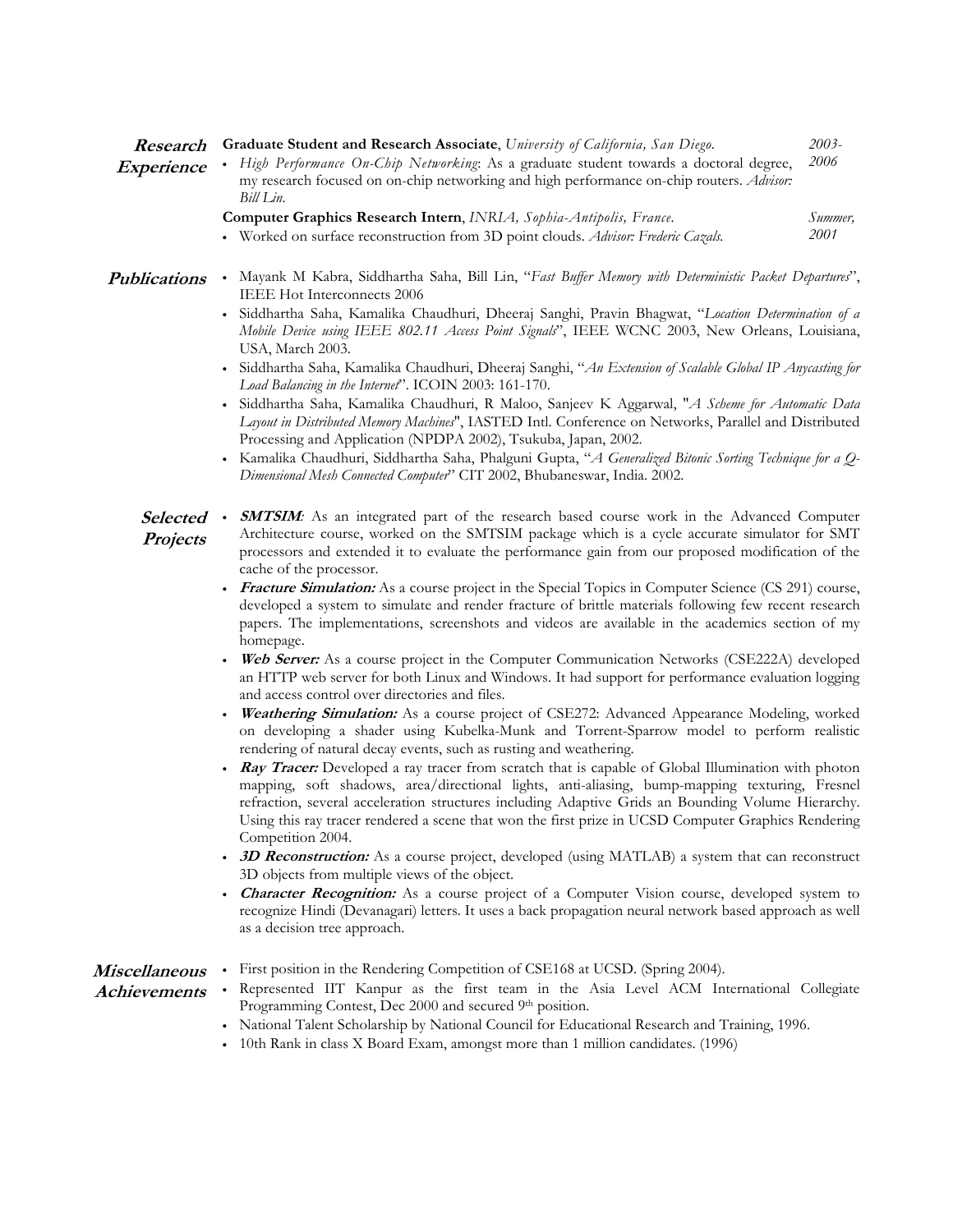## Research Experience

**Graduate Student and Research Associate**, *University of California, San Diego.* *2003-2006*

- *High Performance On-Chip Networking*: As a graduate student towards a doctoral degree, my research focused on on-chip networking and high performance on-chip routers. *Advisor: Bill Lin.*

**Computer Graphics Research Intern**, *INRIA, Sophia-Antipolis, France.* *Summer, 2001*

- Worked on surface reconstruction from 3D point clouds. *Advisor: Frederic Cazals.*

## Publications

- Mayank M Kabra, Siddhartha Saha, Bill Lin, "*Fast Buffer Memory with Deterministic Packet Departures*", IEEE Hot Interconnects 2006
- Siddhartha Saha, Kamalika Chaudhuri, Dheeraj Sanghi, Pravin Bhagwat, "*Location Determination of a Mobile Device using IEEE 802.11 Access Point Signals*", IEEE WCNC 2003, New Orleans, Louisiana, USA, March 2003.
- Siddhartha Saha, Kamalika Chaudhuri, Dheeraj Sanghi, "*An Extension of Scalable Global IP Anycasting for Load Balancing in the Internet*". ICOIN 2003: 161-170.
- Siddhartha Saha, Kamalika Chaudhuri, R Maloo, Sanjeev K Aggarwal, "*A Scheme for Automatic Data Layout in Distributed Memory Machines*", IASTED Intl. Conference on Networks, Parallel and Distributed Processing and Application (NPDPA 2002), Tsukuba, Japan, 2002.
- Kamalika Chaudhuri, Siddhartha Saha, Phalguni Gupta, "*A Generalized Bitonic Sorting Technique for a Q-Dimensional Mesh Connected Computer*" CIT 2002, Bhubaneswar, India. 2002.

## Selected Projects

- ***SMTSIM****:* As an integrated part of the research based course work in the Advanced Computer Architecture course, worked on the SMTSIM package which is a cycle accurate simulator for SMT processors and extended it to evaluate the performance gain from our proposed modification of the cache of the processor.
- ***Fracture Simulation:*** As a course project in the Special Topics in Computer Science (CS 291) course, developed a system to simulate and render fracture of brittle materials following few recent research papers. The implementations, screenshots and videos are available in the academics section of my homepage.
- ***Web Server:*** As a course project in the Computer Communication Networks (CSE222A) developed an HTTP web server for both Linux and Windows. It had support for performance evaluation logging and access control over directories and files.
- ***Weathering Simulation:*** As a course project of CSE272: Advanced Appearance Modeling, worked on developing a shader using Kubelka-Munk and Torrent-Sparrow model to perform realistic rendering of natural decay events, such as rusting and weathering.
- ***Ray Tracer:*** Developed a ray tracer from scratch that is capable of Global Illumination with photon mapping, soft shadows, area/directional lights, anti-aliasing, bump-mapping texturing, Fresnel refraction, several acceleration structures including Adaptive Grids an Bounding Volume Hierarchy. Using this ray tracer rendered a scene that won the first prize in UCSD Computer Graphics Rendering Competition 2004.
- ***3D Reconstruction:*** As a course project, developed (using MATLAB) a system that can reconstruct 3D objects from multiple views of the object.
- ***Character Recognition:*** As a course project of a Computer Vision course, developed system to recognize Hindi (Devanagari) letters. It uses a back propagation neural network based approach as well as a decision tree approach.

## Miscellaneous Achievements

- First position in the Rendering Competition of CSE168 at UCSD. (Spring 2004).
- Represented IIT Kanpur as the first team in the Asia Level ACM International Collegiate Programming Contest, Dec 2000 and secured 9th position.
- National Talent Scholarship by National Council for Educational Research and Training, 1996.
- 10th Rank in class X Board Exam, amongst more than 1 million candidates. (1996)